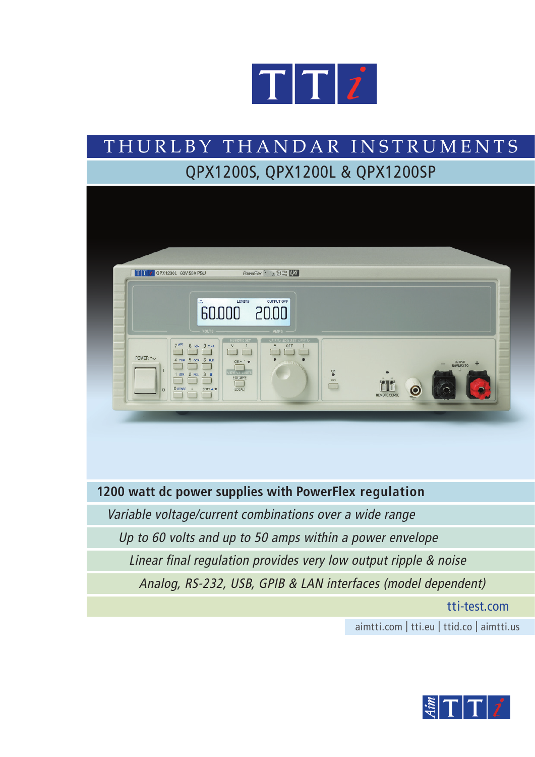# THURLBY THANDAR INSTRUMENTS

## QPX1200S, QPX1200L & QPX1200SP

**1200 watt dc power supplies with PowerFlex regulation**

*Variable voltage/current combinations over a wide range*

*Up to 60 volts and up to 50 amps within a power envelope*

*Linear final regulation provides very low output ripple & noise*

*Analog, RS-232, USB, GPIB & LAN interfaces (model dependent)*

tti-test.com

aimtti.com | tti.eu | ttid.co | aimtti.us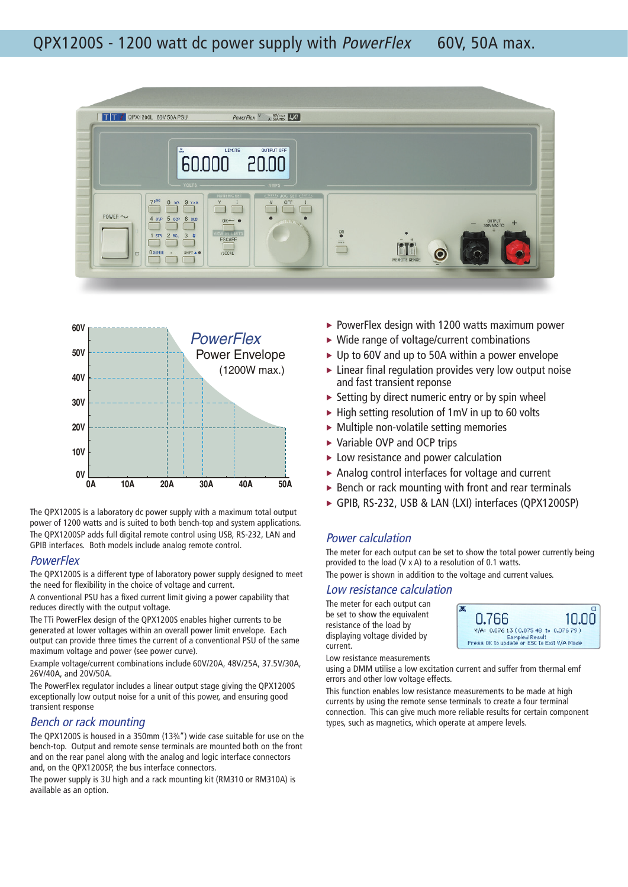# QPX1200S - 1200 watt dc power supply with *PowerFlex* 60V, 50A max.

- PowerFlex design with 1200 watts maximum power
- Wide range of voltage/current combinations
- Up to 60V and up to 50A within a power envelope
- Linear final regulation provides very low output noise and fast transient reponse
- Setting by direct numeric entry or by spin wheel
- High setting resolution of 1mV in up to 60 volts
- Multiple non-volatile setting memories
- Variable OVP and OCP trips
- Low resistance and power calculation
- Analog control interfaces for voltage and current
- Bench or rack mounting with front and rear terminals
- GPIB, RS-232, USB & LAN (LXI) interfaces (QPX1200SP)

The QPX1200S is a laboratory dc power supply with a maximum total output power of 1200 watts and is suited to both bench-top and system applications. The QPX1200SP adds full digital remote control using USB, RS-232, LAN and GPIB interfaces. Both models include analog remote control.

## *PowerFlex*

The QPX1200S is a different type of laboratory power supply designed to meet the need for flexibility in the choice of voltage and current.

A conventional PSU has a fixed current limit giving a power capability that reduces directly with the output voltage.

The TTi PowerFlex design of the QPX1200S enables higher currents to be generated at lower voltages within an overall power limit envelope. Each output can provide three times the current of a conventional PSU of the same maximum voltage and power (see power curve).

Example voltage/current combinations include 60V/20A, 48V/25A, 37.5V/30A, 26V/40A, and 20V/50A.

The PowerFlex regulator includes a linear output stage giving the QPX1200S exceptionally low output noise for a unit of this power, and ensuring good transient response

## *Bench or rack mounting*

The QPX1200S is housed in a 350mm (13¾") wide case suitable for use on the bench-top. Output and remote sense terminals are mounted both on the front and on the rear panel along with the analog and logic interface connectors and, on the QPX1200SP, the bus interface connectors.

The power supply is 3U high and a rack mounting kit (RM310 or RM310A) is available as an option.

## *Power calculation*

The meter for each output can be set to show the total power currently being provided to the load (V x A) to a resolution of 0.1 watts.

The power is shown in addition to the voltage and current values.

## *Low resistance calculation*

The meter for each output can be set to show the equivalent resistance of the load by displaying voltage divided by current.

Low resistance measurements using a DMM utilise a low excitation current and suffer from thermal emf errors and other low voltage effects.

This function enables low resistance measurements to be made at high currents by using the remote sense terminals to create a four terminal connection. This can give much more reliable results for certain component types, such as magnetics, which operate at ampere levels.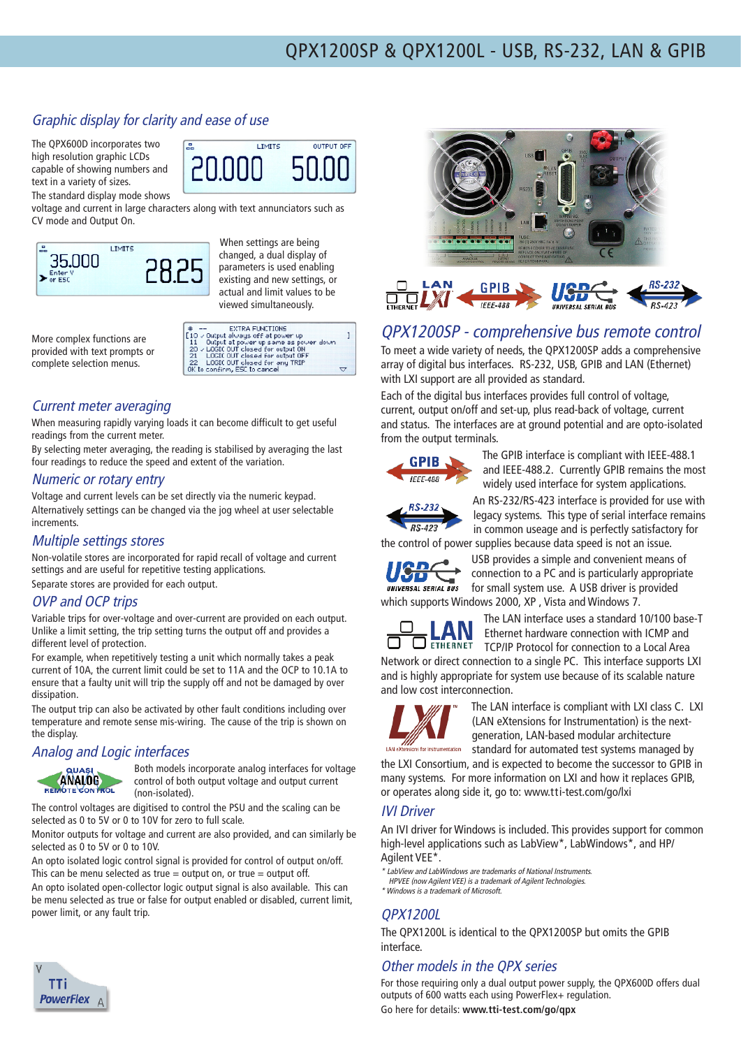# QPX1200SP & QPX1200L - USB, RS-232, LAN & GPIB

## Graphic display for clarity and ease of use

The QPX600D incorporates two high resolution graphic LCDs capable of showing numbers and text in a variety of sizes.

The standard display mode shows voltage and current in large characters along with text annunciators such as CV mode and Output On.

When settings are being changed, a dual display of parameters is used enabling existing and new settings, or actual and limit values to be viewed simultaneously.

More complex functions are provided with text prompts or complete selection menus.

## Current meter averaging

When measuring rapidly varying loads it can become difficult to get useful readings from the current meter.

By selecting meter averaging, the reading is stabilised by averaging the last four readings to reduce the speed and extent of the variation.

## Numeric or rotary entry

Voltage and current levels can be set directly via the numeric keypad. Alternatively settings can be changed via the jog wheel at user selectable increments.

## Multiple settings stores

Non-volatile stores are incorporated for rapid recall of voltage and current settings and are useful for repetitive testing applications.

Separate stores are provided for each output.

## OVP and OCP trips

Variable trips for over-voltage and over-current are provided on each output. Unlike a limit setting, the trip setting turns the output off and provides a different level of protection.

For example, when repetitively testing a unit which normally takes a peak current of 10A, the current limit could be set to 11A and the OCP to 10.1A to ensure that a faulty unit will trip the supply off and not be damaged by over dissipation.

The output trip can also be activated by other fault conditions including over temperature and remote sense mis-wiring. The cause of the trip is shown on the display.

## Analog and Logic interfaces

Both models incorporate analog interfaces for voltage control of both output voltage and output current (non-isolated).

The control voltages are digitised to control the PSU and the scaling can be selected as 0 to 5V or 0 to 10V for zero to full scale.

Monitor outputs for voltage and current are also provided, and can similarly be selected as 0 to 5V or 0 to 10V.

An opto isolated logic control signal is provided for control of output on/off. This can be menu selected as true = output on, or true = output off.

An opto isolated open-collector logic output signal is also available. This can be menu selected as true or false for output enabled or disabled, current limit, power limit, or any fault trip.

## QPX1200SP - comprehensive bus remote control

To meet a wide variety of needs, the QPX1200SP adds a comprehensive array of digital bus interfaces. RS-232, USB, GPIB and LAN (Ethernet) with LXI support are all provided as standard.

Each of the digital bus interfaces provides full control of voltage, current, output on/off and set-up, plus read-back of voltage, current and status. The interfaces are at ground potential and are opto-isolated from the output terminals.

The GPIB interface is compliant with IEEE-488.1 and IEEE-488.2. Currently GPIB remains the most widely used interface for system applications.

An RS-232/RS-423 interface is provided for use with legacy systems. This type of serial interface remains in common useage and is perfectly satisfactory for the control of power supplies because data speed is not an issue.

USB provides a simple and convenient means of connection to a PC and is particularly appropriate for small system use. A USB driver is provided which supports Windows 2000, XP , Vista and Windows 7.

The LAN interface uses a standard 10/100 base-T Ethernet hardware connection with ICMP and TCP/IP Protocol for connection to a Local Area Network or direct connection to a single PC. This interface supports LXI and is highly appropriate for system use because of its scalable nature and low cost interconnection.

The LAN interface is compliant with LXI class C. LXI (LAN eXtensions for Instrumentation) is the next-generation, LAN-based modular architecture standard for automated test systems managed by the LXI Consortium, and is expected to become the successor to GPIB in many systems. For more information on LXI and how it replaces GPIB, or operates along side it, go to: www.tti-test.com/go/lxi

## IVI Driver

An IVI driver for Windows is included. This provides support for common high-level applications such as LabView*, LabWindows*, and HP/ Agilent VEE*.

*\* LabView and LabWindows are trademarks of National Instruments.*
*HPVEE (now Agilent VEE) is a trademark of Agilent Technologies.*
*\* Windows is a trademark of Microsoft.*

## QPX1200L

The QPX1200L is identical to the QPX1200SP but omits the GPIB interface.

## Other models in the QPX series

For those requiring only a dual output power supply, the QPX600D offers dual outputs of 600 watts each using PowerFlex+ regulation.

Go here for details: **www.tti-test.com/go/qpx**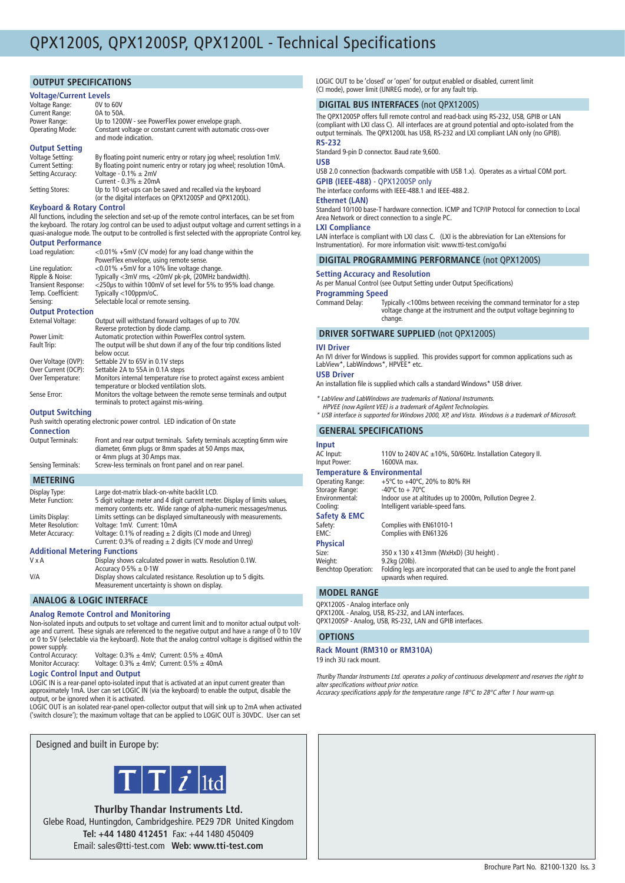# QPX1200S, QPX1200SP, QPX1200L - Technical Specifications

## OUTPUT SPECIFICATIONS

### Voltage/Current Levels

| | |
|---|---|
| Voltage Range: | 0V to 60V |
| Current Range: | 0A to 50A. |
| Power Range: | Up to 1200W - see PowerFlex power envelope graph. |
| Operating Mode: | Constant voltage or constant current with automatic cross-over and mode indication. |

### Output Setting

| | |
|---|---|
| Voltage Setting: | By floating point numeric entry or rotary jog wheel; resolution 1mV. |
| Current Setting: | By floating point numeric entry or rotary jog wheel; resolution 10mA. |
| Setting Accuracy: | Voltage - 0.1% ± 2mV<br>Current - 0.3% ± 20mA |
| Setting Stores: | Up to 10 set-ups can be saved and recalled via the keyboard (or the digital interfaces on QPX1200SP and QPX1200L). |

### Keyboard & Rotary Control

All functions, including the selection and set-up of the remote control interfaces, can be set from the keyboard. The rotary Jog control can be used to adjust output voltage and current settings in a quasi-analogue mode. The output to be controlled is first selected with the appropriate Control key.

### Output Performance

| | |
|---|---|
| Load regulation: | <0.01% +5mV (CV mode) for any load change within the PowerFlex envelope, using remote sense. |
| Line regulation: | <0.01% +5mV for a 10% line voltage change. |
| Ripple & Noise: | Typically <3mV rms, <20mV pk-pk, (20MHz bandwidth). |
| Transient Response: | <250μs to within 100mV of set level for 5% to 95% load change. |
| Temp. Coefficient: | Typically <100ppm/oC. |
| Sensing: | Selectable local or remote sensing. |

### Output Protection

| | |
|---|---|
| External Voltage: | Output will withstand forward voltages of up to 70V. Reverse protection by diode clamp. |
| Power Limit: | Automatic protection within PowerFlex control system. |
| Fault Trip: | The output will be shut down if any of the four trip conditions listed below occur. |
| Over Voltage (OVP): | Settable 2V to 65V in 0.1V steps |
| Over Current (OCP): | Settable 2A to 55A in 0.1A steps |
| Over Temperature: | Monitors internal temperature rise to protect against excess ambient temperature or blocked ventilation slots. |
| Sense Error: | Monitors the voltage between the remote sense terminals and output terminals to protect against mis-wiring. |

### Output Switching

Push switch operating electronic power control. LED indication of On state

### Connection

| | |
|---|---|
| Output Terminals: | Front and rear output terminals. Safety terminals accepting 6mm wire diameter, 6mm plugs or 8mm spades at 50 Amps max, or 4mm plugs at 30 Amps max. |
| Sensing Terminals: | Screw-less terminals on front panel and on rear panel. |

## METERING

| | |
|---|---|
| Display Type: | Large dot-matrix black-on-white backlit LCD. |
| Meter Function: | 5 digit voltage meter and 4 digit current meter. Display of limits values, memory contents etc. Wide range of alpha-numeric messages/menus. |
| Limits Display: | Limits settings can be displayed simultaneously with measurements. |
| Meter Resolution: | Voltage: 1mV. Current: 10mA |
| Meter Accuracy: | Voltage: 0.1% of reading ± 2 digits (CI mode and Unreg)<br>Current: 0.3% of reading ± 2 digits (CV mode and Unreg) |

### Additional Metering Functions

| | |
|---|---|
| V x A | Display shows calculated power in watts. Resolution 0.1W. Accuracy 0·5% ± 0·1W |
| V/A | Display shows calculated resistance. Resolution up to 5 digits. Measurement uncertainty is shown on display. |

## ANALOG & LOGIC INTERFACE

### Analog Remote Control and Monitoring

Non-isolated inputs and outputs to set voltage and current limit and to monitor actual output voltage and current. These signals are referenced to the negative output and have a range of 0 to 10V or 0 to 5V (selectable via the keyboard). Note that the analog control voltage is digitised within the power supply.

| | |
|---|---|
| Control Accuracy: | Voltage: 0.3% ± 4mV; Current: 0.5% ± 40mA |
| Monitor Accuracy: | Voltage: 0.3% ± 4mV; Current: 0.5% ± 40mA |

### Logic Control Input and Output

LOGIC IN is a rear-panel opto-isolated input that is activated at an input current greater than approximately 1mA. User can set LOGIC IN (via the keyboard) to enable the output, disable the output, or be ignored when it is activated.

LOGIC OUT is an isolated rear-panel open-collector output that will sink up to 2mA when activated ('switch closure'); the maximum voltage that can be applied to LOGIC OUT is 30VDC. User can set LOGIC OUT to be 'closed' or 'open' for output enabled or disabled, current limit (CI mode), power limit (UNREG mode), or for any fault trip.

## DIGITAL BUS INTERFACES (not QPX1200S)

The QPX1200SP offers full remote control and read-back using RS-232, USB, GPIB or LAN (compliant with LXI class C). All interfaces are at ground potential and opto-isolated from the output terminals. The QPX1200L has USB, RS-232 and LXI compliant LAN only (no GPIB).

### RS-232

Standard 9-pin D connector. Baud rate 9,600.

### USB

USB 2.0 connection (backwards compatible with USB 1.x). Operates as a virtual COM port.

### GPIB (IEEE-488) - QPX1200SP only

The interface conforms with IEEE-488.1 and IEEE-488.2.

### Ethernet (LAN)

Standard 10/100 base-T hardware connection. ICMP and TCP/IP Protocol for connection to Local Area Network or direct connection to a single PC.

### LXI Compliance

LAN interface is compliant with LXI class C. (LXI is the abbreviation for Lan eXtensions for Instrumentation). For more information visit: www.tti-test.com/go/lxi

## DIGITAL PROGRAMMING PERFORMANCE (not QPX1200S)

### Setting Accuracy and Resolution

As per Manual Control (see Output Setting under Output Specifications)

### Programming Speed

| | |
|---|---|
| Command Delay: | Typically <100ms between receiving the command terminator for a step voltage change at the instrument and the output voltage beginning to change. |

## DRIVER SOFTWARE SUPPLIED (not QPX1200S)

### IVI Driver

An IVI driver for Windows is supplied. This provides support for common applications such as LabView*, LabWindows*, HPVEE* etc.

### USB Driver

An installation file is supplied which calls a standard Windows* USB driver.

*\* LabView and LabWindows are trademarks of National Instruments.*
*HPVEE (now Agilent VEE) is a trademark of Agilent Technologies.*
*\* USB interface is supported for Windows 2000, XP, and Vista. Windows is a trademark of Microsoft.*

## GENERAL SPECIFICATIONS

### Input

| | |
|---|---|
| AC Input: | 110V to 240V AC ±10%, 50/60Hz. Installation Category II. |
| Input Power: | 1600VA max. |

### Temperature & Environmental

| | |
|---|---|
| Operating Range: | +5ºC to +40ºC, 20% to 80% RH |
| Storage Range: | -40ºC to + 70ºC |
| Environmental: | Indoor use at altitudes up to 2000m, Pollution Degree 2. |
| Cooling: | Intelligent variable-speed fans. |

### Safety & EMC

| | |
|---|---|
| Safety: | Complies with EN61010-1 |
| EMC: | Complies with EN61326 |

### Physical

| | |
|---|---|
| Size: | 350 x 130 x 413mm (WxHxD) (3U height) . |
| Weight: | 9.2kg (20lb). |
| Benchtop Operation: | Folding legs are incorporated that can be used to angle the front panel upwards when required. |

## MODEL RANGE

QPX1200S - Analog interface only
QPX1200L - Analog, USB, RS-232, and LAN interfaces.
QPX1200SP - Analog, USB, RS-232, LAN and GPIB interfaces.

## OPTIONS

### Rack Mount (RM310 or RM310A)

19 inch 3U rack mount.

*Thurlby Thandar Instruments Ltd. operates a policy of continuous development and reserves the right to alter specifications without prior notice.*
*Accuracy specifications apply for the temperature range 18°C to 28°C after 1 hour warm-up.*

Designed and built in Europe by:

TTi ltd

**Thurlby Thandar Instruments Ltd.**
Glebe Road, Huntingdon, Cambridgeshire. PE29 7DR United Kingdom
**Tel: +44 1480 412451** Fax: +44 1480 450409
Email: sales@tti-test.com **Web: www.tti-test.com**

Brochure Part No. 82100-1320 Iss. 3